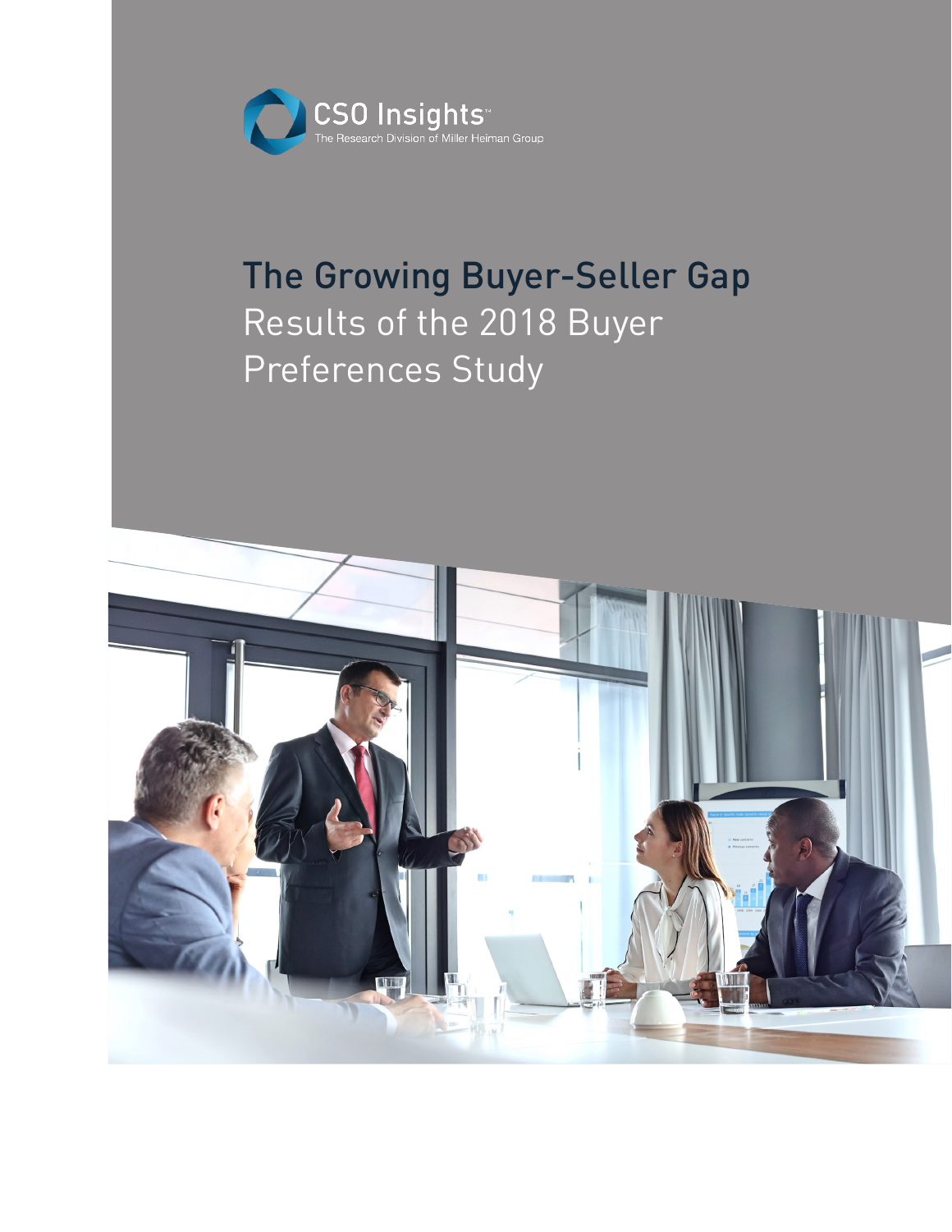CSO Insights™
The Research Division of Miller Heiman Group

# The Growing Buyer-Seller Gap
## Results of the 2018 Buyer Preferences Study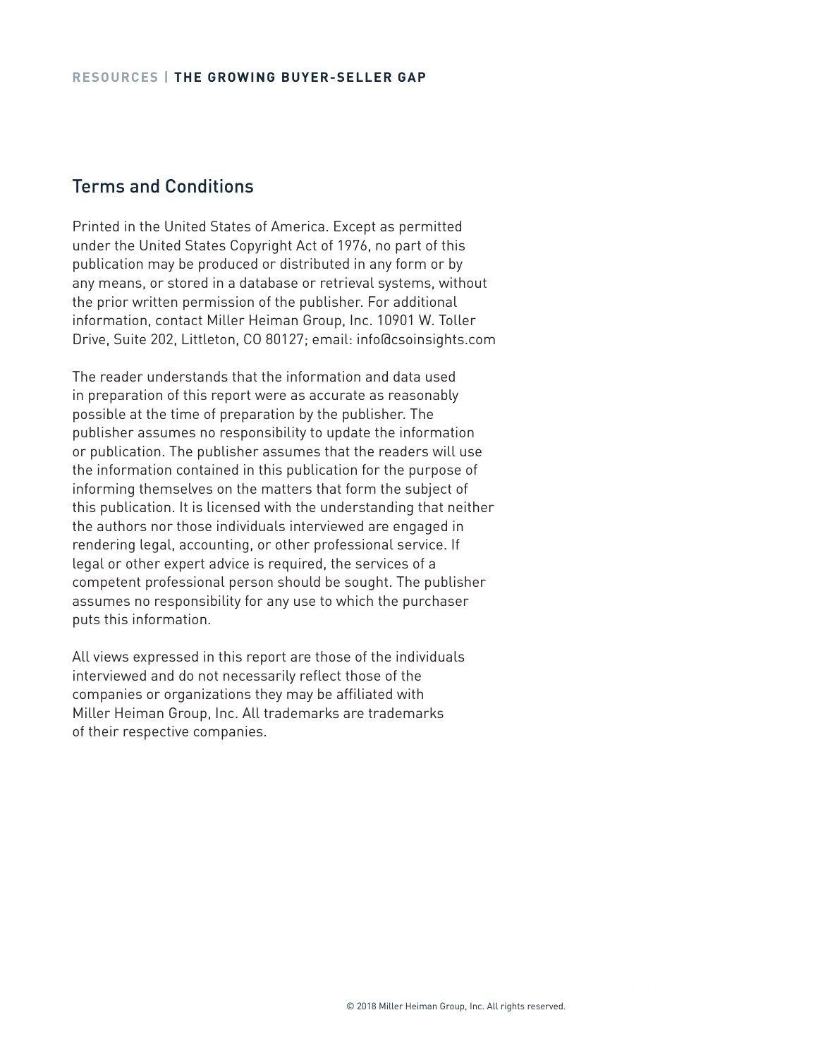## Terms and Conditions

Printed in the United States of America. Except as permitted under the United States Copyright Act of 1976, no part of this publication may be produced or distributed in any form or by any means, or stored in a database or retrieval systems, without the prior written permission of the publisher. For additional information, contact Miller Heiman Group, Inc. 10901 W. Toller Drive, Suite 202, Littleton, CO 80127; email: info@csoinsights.com

The reader understands that the information and data used in preparation of this report were as accurate as reasonably possible at the time of preparation by the publisher. The publisher assumes no responsibility to update the information or publication. The publisher assumes that the readers will use the information contained in this publication for the purpose of informing themselves on the matters that form the subject of this publication. It is licensed with the understanding that neither the authors nor those individuals interviewed are engaged in rendering legal, accounting, or other professional service. If legal or other expert advice is required, the services of a competent professional person should be sought. The publisher assumes no responsibility for any use to which the purchaser puts this information.

All views expressed in this report are those of the individuals interviewed and do not necessarily reflect those of the companies or organizations they may be affiliated with Miller Heiman Group, Inc. All trademarks are trademarks of their respective companies.

© 2018 Miller Heiman Group, Inc. All rights reserved.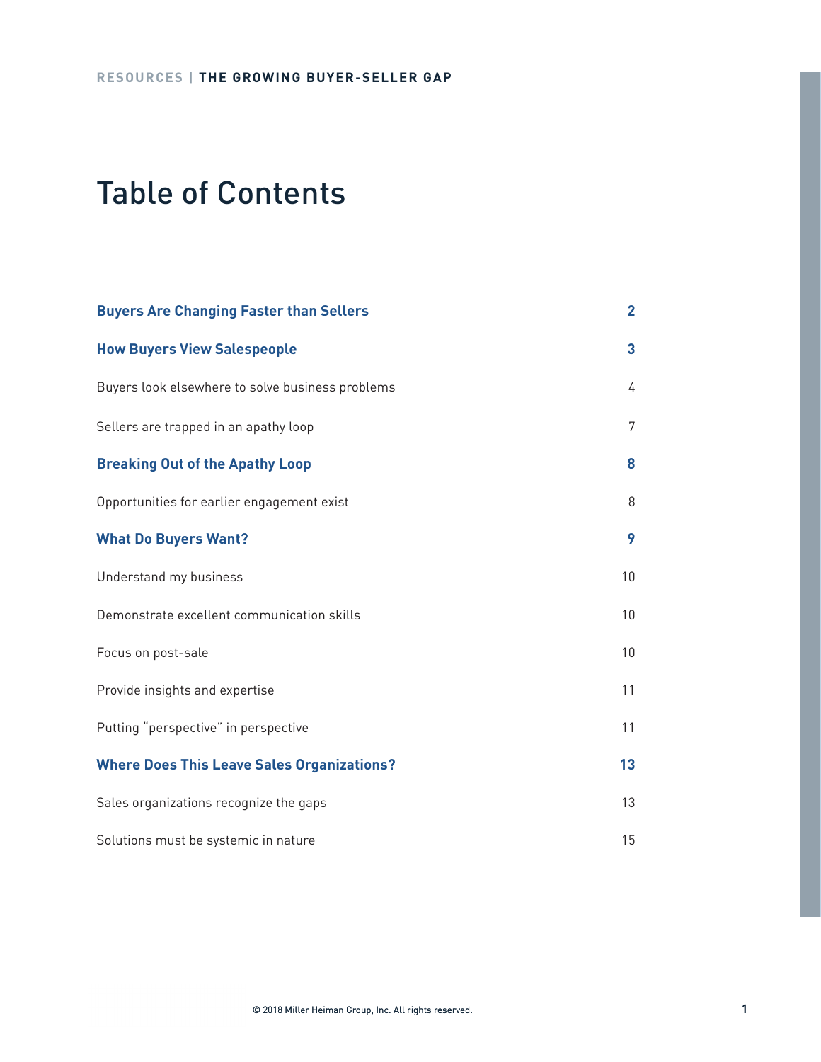# Table of Contents

| | |
|---|---|
| **Buyers Are Changing Faster than Sellers** | **2** |
| **How Buyers View Salespeople** | **3** |
| Buyers look elsewhere to solve business problems | 4 |
| Sellers are trapped in an apathy loop | 7 |
| **Breaking Out of the Apathy Loop** | **8** |
| Opportunities for earlier engagement exist | 8 |
| **What Do Buyers Want?** | **9** |
| Understand my business | 10 |
| Demonstrate excellent communication skills | 10 |
| Focus on post-sale | 10 |
| Provide insights and expertise | 11 |
| Putting "perspective" in perspective | 11 |
| **Where Does This Leave Sales Organizations?** | **13** |
| Sales organizations recognize the gaps | 13 |
| Solutions must be systemic in nature | 15 |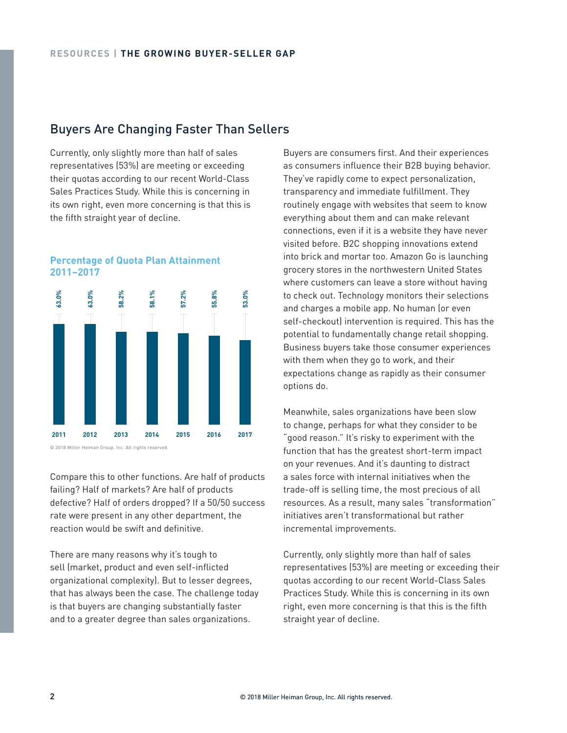## Buyers Are Changing Faster Than Sellers

Currently, only slightly more than half of sales representatives (53%) are meeting or exceeding their quotas according to our recent World-Class Sales Practices Study. While this is concerning in its own right, even more concerning is that this is the fifth straight year of decline.

**Percentage of Quota Plan Attainment 2011–2017**

| 2011 | 2012 | 2013 | 2014 | 2015 | 2016 | 2017 |
|---|---|---|---|---|---|---|
| 63.0% | 63.0% | 58.2% | 58.1% | 57.2% | 55.8% | 53.0% |

© 2018 Miller Heiman Group, Inc. All rights reserved.

Compare this to other functions. Are half of products failing? Half of markets? Are half of products defective? Half of orders dropped? If a 50/50 success rate were present in any other department, the reaction would be swift and definitive.

There are many reasons why it's tough to sell (market, product and even self-inflicted organizational complexity). But to lesser degrees, that has always been the case. The challenge today is that buyers are changing substantially faster and to a greater degree than sales organizations.

Buyers are consumers first. And their experiences as consumers influence their B2B buying behavior. They've rapidly come to expect personalization, transparency and immediate fulfillment. They routinely engage with websites that seem to know everything about them and can make relevant connections, even if it is a website they have never visited before. B2C shopping innovations extend into brick and mortar too. Amazon Go is launching grocery stores in the northwestern United States where customers can leave a store without having to check out. Technology monitors their selections and charges a mobile app. No human (or even self-checkout) intervention is required. This has the potential to fundamentally change retail shopping. Business buyers take those consumer experiences with them when they go to work, and their expectations change as rapidly as their consumer options do.

Meanwhile, sales organizations have been slow to change, perhaps for what they consider to be "good reason." It's risky to experiment with the function that has the greatest short-term impact on your revenues. And it's daunting to distract a sales force with internal initiatives when the trade-off is selling time, the most precious of all resources. As a result, many sales "transformation" initiatives aren't transformational but rather incremental improvements.

Currently, only slightly more than half of sales representatives (53%) are meeting or exceeding their quotas according to our recent World-Class Sales Practices Study. While this is concerning in its own right, even more concerning is that this is the fifth straight year of decline.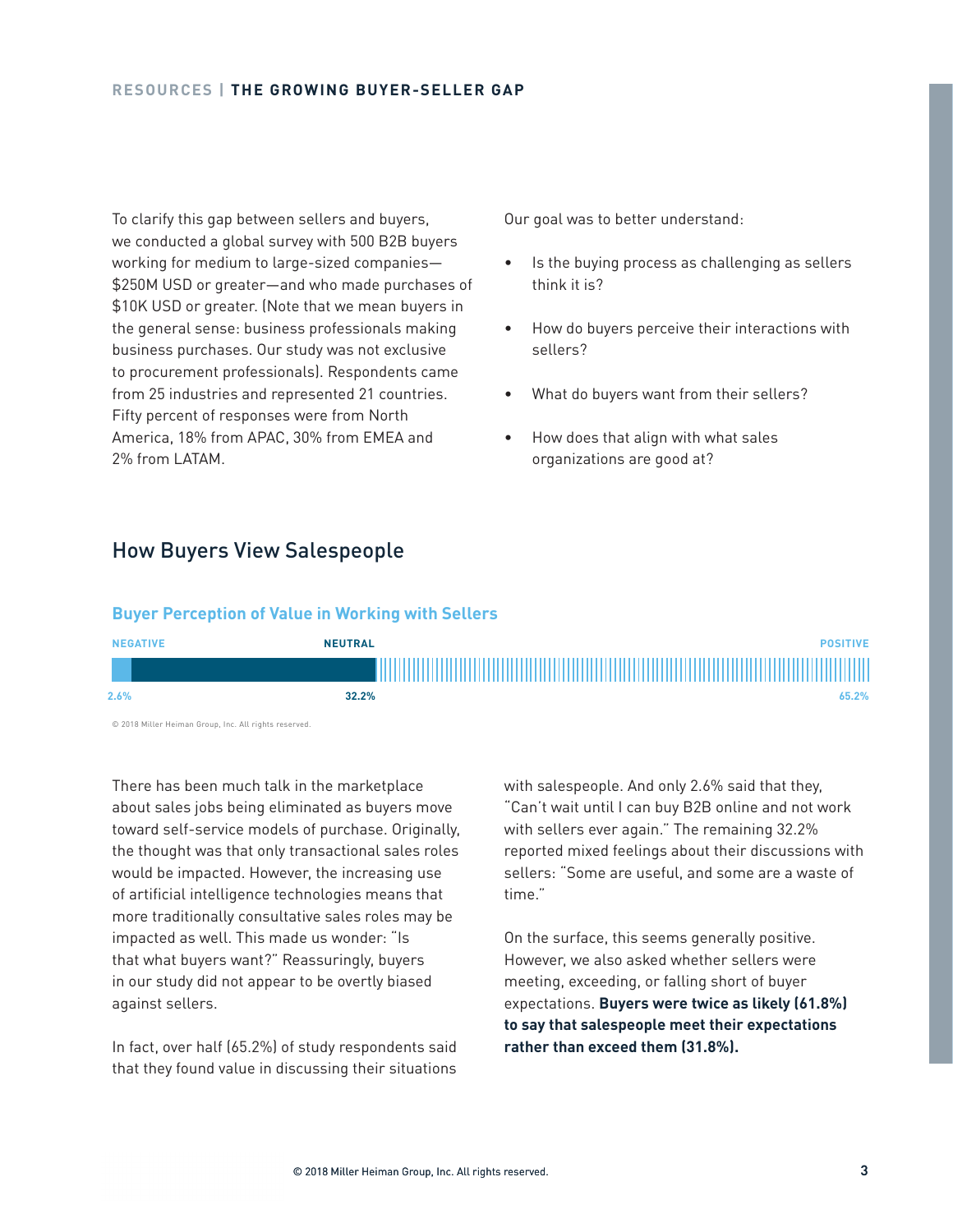To clarify this gap between sellers and buyers, we conducted a global survey with 500 B2B buyers working for medium to large-sized companies—$250M USD or greater—and who made purchases of $10K USD or greater. (Note that we mean buyers in the general sense: business professionals making business purchases. Our study was not exclusive to procurement professionals). Respondents came from 25 industries and represented 21 countries. Fifty percent of responses were from North America, 18% from APAC, 30% from EMEA and 2% from LATAM.

Our goal was to better understand:

- Is the buying process as challenging as sellers think it is?
- How do buyers perceive their interactions with sellers?
- What do buyers want from their sellers?
- How does that align with what sales organizations are good at?

## How Buyers View Salespeople

### Buyer Perception of Value in Working with Sellers

| NEGATIVE | NEUTRAL | POSITIVE |
| --- | --- | --- |
| 2.6% | 32.2% | 65.2% |

© 2018 Miller Heiman Group, Inc. All rights reserved.

There has been much talk in the marketplace about sales jobs being eliminated as buyers move toward self-service models of purchase. Originally, the thought was that only transactional sales roles would be impacted. However, the increasing use of artificial intelligence technologies means that more traditionally consultative sales roles may be impacted as well. This made us wonder: "Is that what buyers want?" Reassuringly, buyers in our study did not appear to be overtly biased against sellers.

In fact, over half (65.2%) of study respondents said that they found value in discussing their situations with salespeople. And only 2.6% said that they, "Can't wait until I can buy B2B online and not work with sellers ever again." The remaining 32.2% reported mixed feelings about their discussions with sellers: "Some are useful, and some are a waste of time."

On the surface, this seems generally positive. However, we also asked whether sellers were meeting, exceeding, or falling short of buyer expectations. **Buyers were twice as likely (61.8%) to say that salespeople meet their expectations rather than exceed them (31.8%).**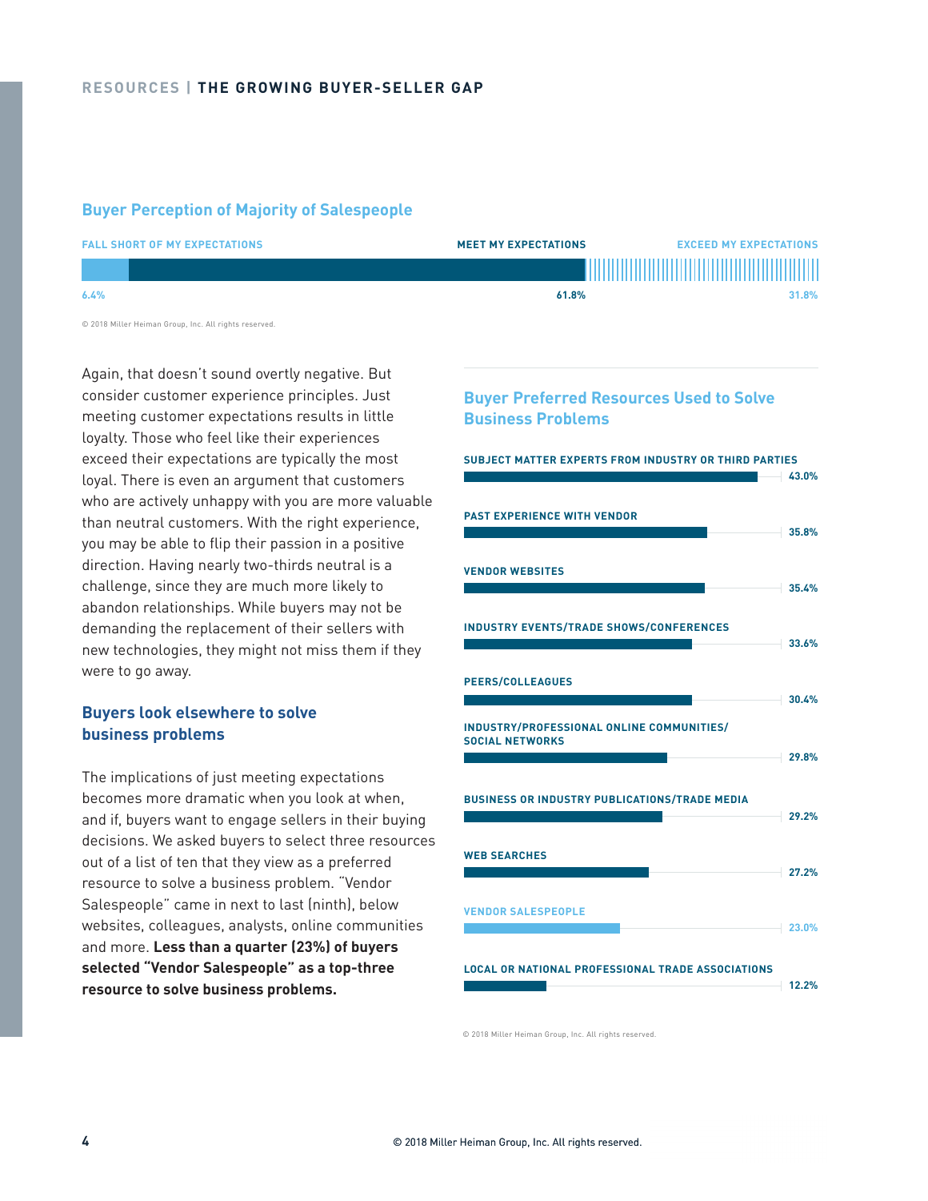### Buyer Perception of Majority of Salespeople

| FALL SHORT OF MY EXPECTATIONS | MEET MY EXPECTATIONS | EXCEED MY EXPECTATIONS |
|---|---|---|
| 6.4% | 61.8% | 31.8% |

© 2018 Miller Heiman Group, Inc. All rights reserved.

Again, that doesn't sound overtly negative. But consider customer experience principles. Just meeting customer expectations results in little loyalty. Those who feel like their experiences exceed their expectations are typically the most loyal. There is even an argument that customers who are actively unhappy with you are more valuable than neutral customers. With the right experience, you may be able to flip their passion in a positive direction. Having nearly two-thirds neutral is a challenge, since they are much more likely to abandon relationships. While buyers may not be demanding the replacement of their sellers with new technologies, they might not miss them if they were to go away.

## Buyers look elsewhere to solve business problems

The implications of just meeting expectations becomes more dramatic when you look at when, and if, buyers want to engage sellers in their buying decisions. We asked buyers to select three resources out of a list of ten that they view as a preferred resource to solve a business problem. "Vendor Salespeople" came in next to last (ninth), below websites, colleagues, analysts, online communities and more. **Less than a quarter (23%) of buyers selected "Vendor Salespeople" as a top-three resource to solve business problems.**

### Buyer Preferred Resources Used to Solve Business Problems

| Resource | Percentage |
|---|---|
| SUBJECT MATTER EXPERTS FROM INDUSTRY OR THIRD PARTIES | 43.0% |
| PAST EXPERIENCE WITH VENDOR | 35.8% |
| VENDOR WEBSITES | 35.4% |
| INDUSTRY EVENTS/TRADE SHOWS/CONFERENCES | 33.6% |
| PEERS/COLLEAGUES | 30.4% |
| INDUSTRY/PROFESSIONAL ONLINE COMMUNITIES/ SOCIAL NETWORKS | 29.8% |
| BUSINESS OR INDUSTRY PUBLICATIONS/TRADE MEDIA | 29.2% |
| WEB SEARCHES | 27.2% |
| VENDOR SALESPEOPLE | 23.0% |
| LOCAL OR NATIONAL PROFESSIONAL TRADE ASSOCIATIONS | 12.2% |

© 2018 Miller Heiman Group, Inc. All rights reserved.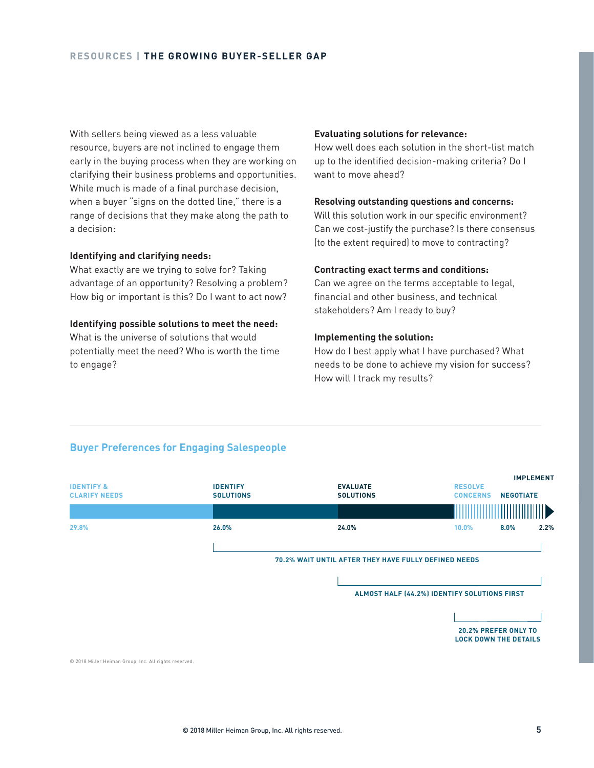With sellers being viewed as a less valuable resource, buyers are not inclined to engage them early in the buying process when they are working on clarifying their business problems and opportunities. While much is made of a final purchase decision, when a buyer "signs on the dotted line," there is a range of decisions that they make along the path to a decision:

**Identifying and clarifying needs:**
What exactly are we trying to solve for? Taking advantage of an opportunity? Resolving a problem? How big or important is this? Do I want to act now?

**Identifying possible solutions to meet the need:**
What is the universe of solutions that would potentially meet the need? Who is worth the time to engage?

**Evaluating solutions for relevance:**
How well does each solution in the short-list match up to the identified decision-making criteria? Do I want to move ahead?

**Resolving outstanding questions and concerns:**
Will this solution work in our specific environment? Can we cost-justify the purchase? Is there consensus (to the extent required) to move to contracting?

**Contracting exact terms and conditions:**
Can we agree on the terms acceptable to legal, financial and other business, and technical stakeholders? Am I ready to buy?

**Implementing the solution:**
How do I best apply what I have purchased? What needs to be done to achieve my vision for success? How will I track my results?

## Buyer Preferences for Engaging Salespeople

| IDENTIFY & CLARIFY NEEDS | IDENTIFY SOLUTIONS | EVALUATE SOLUTIONS | RESOLVE CONCERNS | NEGOTIATE | IMPLEMENT |
|---|---|---|---|---|---|
| 29.8% | 26.0% | 24.0% | 10.0% | 8.0% | 2.2% |

- **70.2% WAIT UNTIL AFTER THEY HAVE FULLY DEFINED NEEDS**
- **ALMOST HALF (44.2%) IDENTIFY SOLUTIONS FIRST**
- **20.2% PREFER ONLY TO LOCK DOWN THE DETAILS**

© 2018 Miller Heiman Group, Inc. All rights reserved.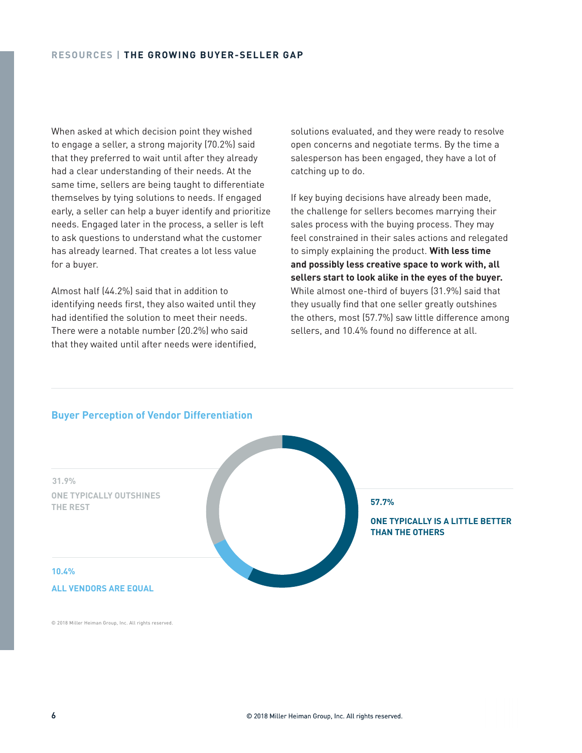When asked at which decision point they wished to engage a seller, a strong majority (70.2%) said that they preferred to wait until after they already had a clear understanding of their needs. At the same time, sellers are being taught to differentiate themselves by tying solutions to needs. If engaged early, a seller can help a buyer identify and prioritize needs. Engaged later in the process, a seller is left to ask questions to understand what the customer has already learned. That creates a lot less value for a buyer.

Almost half (44.2%) said that in addition to identifying needs first, they also waited until they had identified the solution to meet their needs. There were a notable number (20.2%) who said that they waited until after needs were identified, solutions evaluated, and they were ready to resolve open concerns and negotiate terms. By the time a salesperson has been engaged, they have a lot of catching up to do.

If key buying decisions have already been made, the challenge for sellers becomes marrying their sales process with the buying process. They may feel constrained in their sales actions and relegated to simply explaining the product. **With less time and possibly less creative space to work with, all sellers start to look alike in the eyes of the buyer.** While almost one-third of buyers (31.9%) said that they usually find that one seller greatly outshines the others, most (57.7%) saw little difference among sellers, and 10.4% found no difference at all.

## Buyer Perception of Vendor Differentiation

31.9%
ONE TYPICALLY OUTSHINES THE REST

57.7%
ONE TYPICALLY IS A LITTLE BETTER THAN THE OTHERS

10.4%
ALL VENDORS ARE EQUAL

© 2018 Miller Heiman Group, Inc. All rights reserved.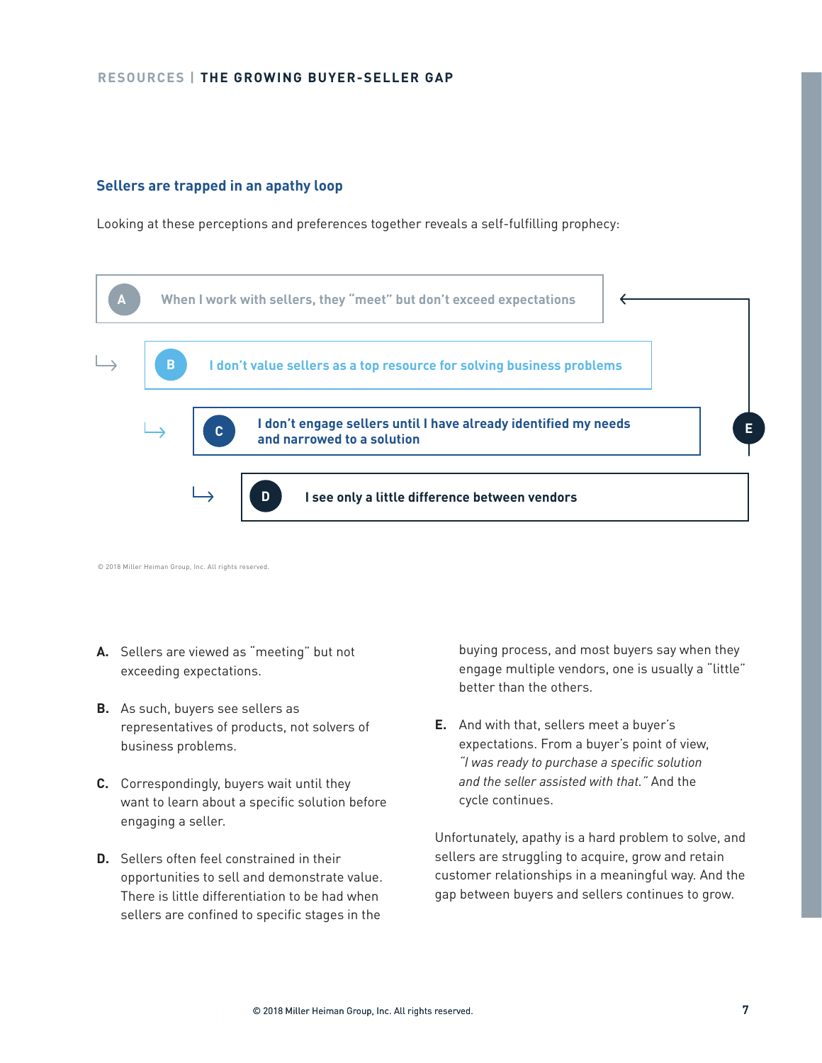## Sellers are trapped in an apathy loop

Looking at these perceptions and preferences together reveals a self-fulfilling prophecy:

- **A** — When I work with sellers, they "meet" but don't exceed expectations
- **B** — I don't value sellers as a top resource for solving business problems
- **C** — I don't engage sellers until I have already identified my needs and narrowed to a solution
- **D** — I see only a little difference between vendors
- **E**

© 2018 Miller Heiman Group, Inc. All rights reserved.

**A.** Sellers are viewed as "meeting" but not exceeding expectations.

**B.** As such, buyers see sellers as representatives of products, not solvers of business problems.

**C.** Correspondingly, buyers wait until they want to learn about a specific solution before engaging a seller.

**D.** Sellers often feel constrained in their opportunities to sell and demonstrate value. There is little differentiation to be had when sellers are confined to specific stages in the buying process, and most buyers say when they engage multiple vendors, one is usually a "little" better than the others.

**E.** And with that, sellers meet a buyer's expectations. From a buyer's point of view, *"I was ready to purchase a specific solution and the seller assisted with that."* And the cycle continues.

Unfortunately, apathy is a hard problem to solve, and sellers are struggling to acquire, grow and retain customer relationships in a meaningful way. And the gap between buyers and sellers continues to grow.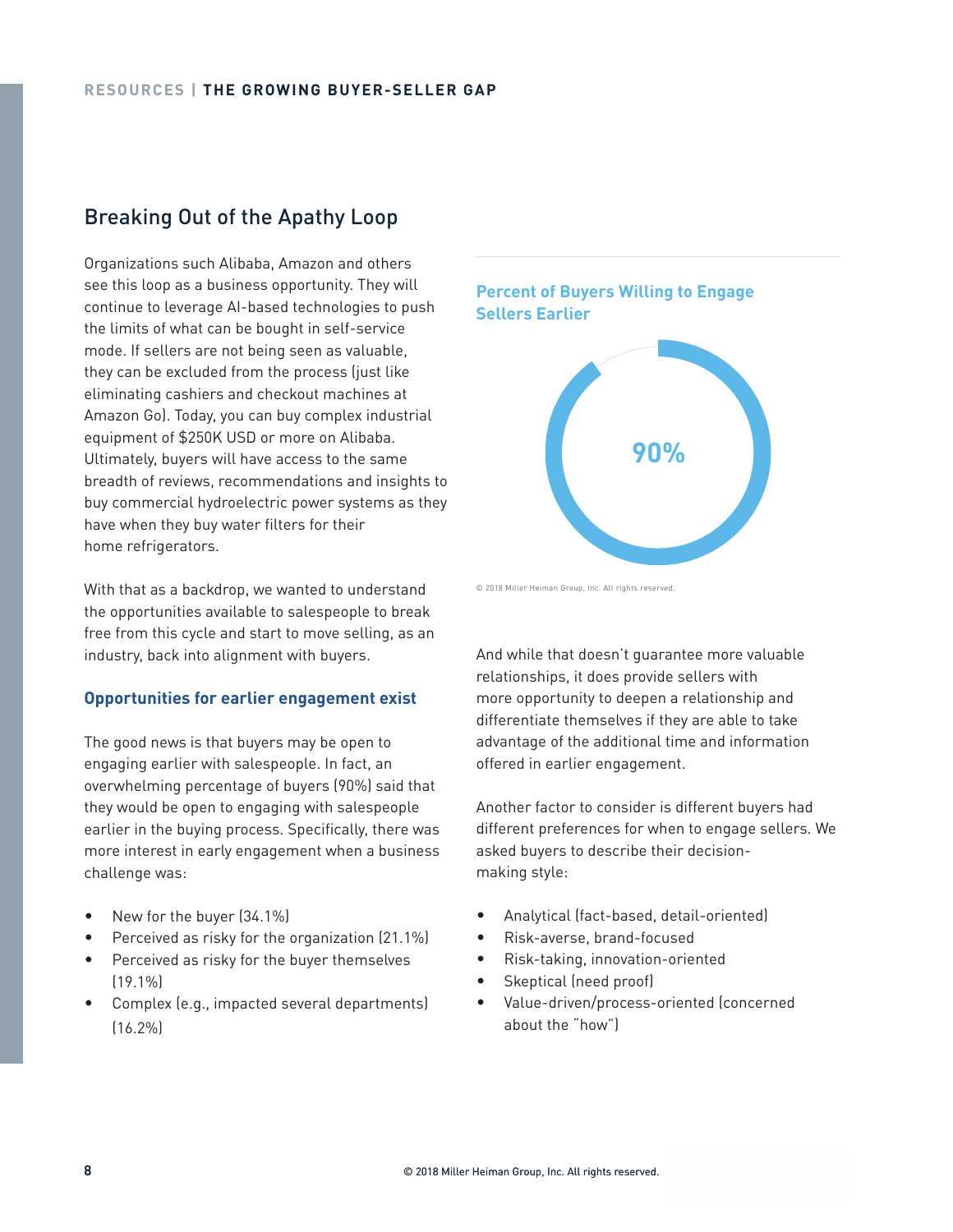## Breaking Out of the Apathy Loop

Organizations such Alibaba, Amazon and others see this loop as a business opportunity. They will continue to leverage AI-based technologies to push the limits of what can be bought in self-service mode. If sellers are not being seen as valuable, they can be excluded from the process (just like eliminating cashiers and checkout machines at Amazon Go). Today, you can buy complex industrial equipment of $250K USD or more on Alibaba. Ultimately, buyers will have access to the same breadth of reviews, recommendations and insights to buy commercial hydroelectric power systems as they have when they buy water filters for their home refrigerators.

With that as a backdrop, we wanted to understand the opportunities available to salespeople to break free from this cycle and start to move selling, as an industry, back into alignment with buyers.

### Opportunities for earlier engagement exist

The good news is that buyers may be open to engaging earlier with salespeople. In fact, an overwhelming percentage of buyers (90%) said that they would be open to engaging with salespeople earlier in the buying process. Specifically, there was more interest in early engagement when a business challenge was:

- New for the buyer (34.1%)
- Perceived as risky for the organization (21.1%)
- Perceived as risky for the buyer themselves (19.1%)
- Complex (e.g., impacted several departments) (16.2%)

**Percent of Buyers Willing to Engage Sellers Earlier**

90%

© 2018 Miller Heiman Group, Inc. All rights reserved.

And while that doesn't guarantee more valuable relationships, it does provide sellers with more opportunity to deepen a relationship and differentiate themselves if they are able to take advantage of the additional time and information offered in earlier engagement.

Another factor to consider is different buyers had different preferences for when to engage sellers. We asked buyers to describe their decision-making style:

- Analytical (fact-based, detail-oriented)
- Risk-averse, brand-focused
- Risk-taking, innovation-oriented
- Skeptical (need proof)
- Value-driven/process-oriented (concerned about the "how")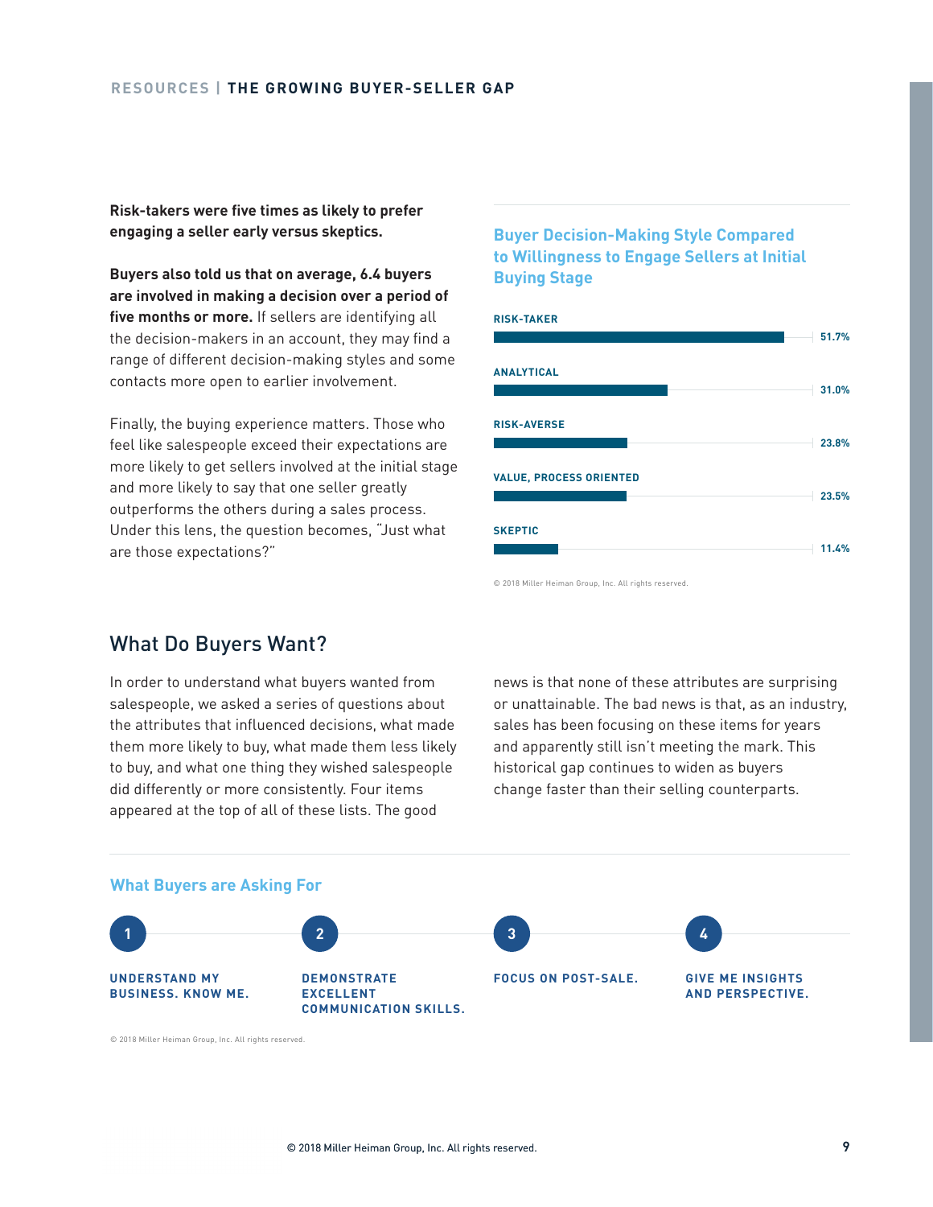**Risk-takers were five times as likely to prefer engaging a seller early versus skeptics.**

**Buyers also told us that on average, 6.4 buyers are involved in making a decision over a period of five months or more.** If sellers are identifying all the decision-makers in an account, they may find a range of different decision-making styles and some contacts more open to earlier involvement.

Finally, the buying experience matters. Those who feel like salespeople exceed their expectations are more likely to get sellers involved at the initial stage and more likely to say that one seller greatly outperforms the others during a sales process. Under this lens, the question becomes, "Just what are those expectations?"

### Buyer Decision-Making Style Compared to Willingness to Engage Sellers at Initial Buying Stage

| Decision-Making Style | Percentage |
| --- | --- |
| RISK-TAKER | 51.7% |
| ANALYTICAL | 31.0% |
| RISK-AVERSE | 23.8% |
| VALUE, PROCESS ORIENTED | 23.5% |
| SKEPTIC | 11.4% |

© 2018 Miller Heiman Group, Inc. All rights reserved.

## What Do Buyers Want?

In order to understand what buyers wanted from salespeople, we asked a series of questions about the attributes that influenced decisions, what made them more likely to buy, what made them less likely to buy, and what one thing they wished salespeople did differently or more consistently. Four items appeared at the top of all of these lists. The good news is that none of these attributes are surprising or unattainable. The bad news is that, as an industry, sales has been focusing on these items for years and apparently still isn't meeting the mark. This historical gap continues to widen as buyers change faster than their selling counterparts.

### What Buyers are Asking For

1. **UNDERSTAND MY BUSINESS. KNOW ME.**
2. **DEMONSTRATE EXCELLENT COMMUNICATION SKILLS.**
3. **FOCUS ON POST-SALE.**
4. **GIVE ME INSIGHTS AND PERSPECTIVE.**

© 2018 Miller Heiman Group, Inc. All rights reserved.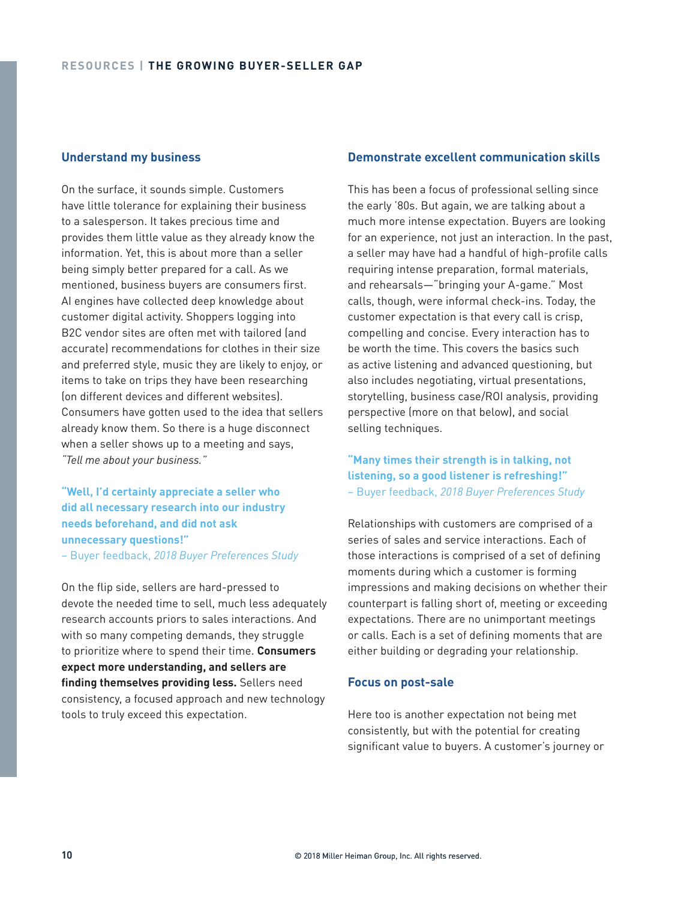### Understand my business

On the surface, it sounds simple. Customers have little tolerance for explaining their business to a salesperson. It takes precious time and provides them little value as they already know the information. Yet, this is about more than a seller being simply better prepared for a call. As we mentioned, business buyers are consumers first. AI engines have collected deep knowledge about customer digital activity. Shoppers logging into B2C vendor sites are often met with tailored (and accurate) recommendations for clothes in their size and preferred style, music they are likely to enjoy, or items to take on trips they have been researching (on different devices and different websites). Consumers have gotten used to the idea that sellers already know them. So there is a huge disconnect when a seller shows up to a meeting and says, *"Tell me about your business."*

**"Well, I'd certainly appreciate a seller who did all necessary research into our industry needs beforehand, and did not ask unnecessary questions!"**
– Buyer feedback, *2018 Buyer Preferences Study*

On the flip side, sellers are hard-pressed to devote the needed time to sell, much less adequately research accounts priors to sales interactions. And with so many competing demands, they struggle to prioritize where to spend their time. **Consumers expect more understanding, and sellers are finding themselves providing less.** Sellers need consistency, a focused approach and new technology tools to truly exceed this expectation.

### Demonstrate excellent communication skills

This has been a focus of professional selling since the early '80s. But again, we are talking about a much more intense expectation. Buyers are looking for an experience, not just an interaction. In the past, a seller may have had a handful of high-profile calls requiring intense preparation, formal materials, and rehearsals—"bringing your A-game." Most calls, though, were informal check-ins. Today, the customer expectation is that every call is crisp, compelling and concise. Every interaction has to be worth the time. This covers the basics such as active listening and advanced questioning, but also includes negotiating, virtual presentations, storytelling, business case/ROI analysis, providing perspective (more on that below), and social selling techniques.

**"Many times their strength is in talking, not listening, so a good listener is refreshing!"**
– Buyer feedback, *2018 Buyer Preferences Study*

Relationships with customers are comprised of a series of sales and service interactions. Each of those interactions is comprised of a set of defining moments during which a customer is forming impressions and making decisions on whether their counterpart is falling short of, meeting or exceeding expectations. There are no unimportant meetings or calls. Each is a set of defining moments that are either building or degrading your relationship.

### Focus on post-sale

Here too is another expectation not being met consistently, but with the potential for creating significant value to buyers. A customer's journey or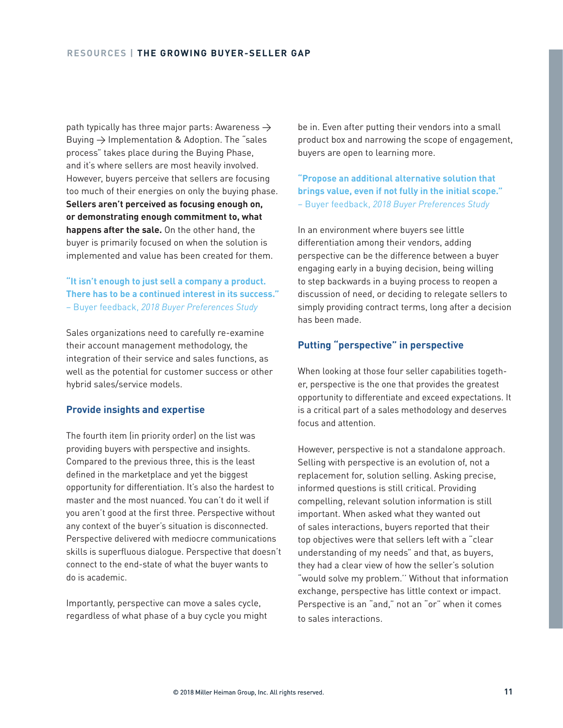path typically has three major parts: Awareness → Buying → Implementation & Adoption. The "sales process" takes place during the Buying Phase, and it's where sellers are most heavily involved. However, buyers perceive that sellers are focusing too much of their energies on only the buying phase. **Sellers aren't perceived as focusing enough on, or demonstrating enough commitment to, what happens after the sale.** On the other hand, the buyer is primarily focused on when the solution is implemented and value has been created for them.

> **"It isn't enough to just sell a company a product. There has to be a continued interest in its success."**
> – Buyer feedback, *2018 Buyer Preferences Study*

Sales organizations need to carefully re-examine their account management methodology, the integration of their service and sales functions, as well as the potential for customer success or other hybrid sales/service models.

### Provide insights and expertise

The fourth item (in priority order) on the list was providing buyers with perspective and insights. Compared to the previous three, this is the least defined in the marketplace and yet the biggest opportunity for differentiation. It's also the hardest to master and the most nuanced. You can't do it well if you aren't good at the first three. Perspective without any context of the buyer's situation is disconnected. Perspective delivered with mediocre communications skills is superfluous dialogue. Perspective that doesn't connect to the end-state of what the buyer wants to do is academic.

Importantly, perspective can move a sales cycle, regardless of what phase of a buy cycle you might be in. Even after putting their vendors into a small product box and narrowing the scope of engagement, buyers are open to learning more.

> **"Propose an additional alternative solution that brings value, even if not fully in the initial scope."**
> – Buyer feedback, *2018 Buyer Preferences Study*

In an environment where buyers see little differentiation among their vendors, adding perspective can be the difference between a buyer engaging early in a buying decision, being willing to step backwards in a buying process to reopen a discussion of need, or deciding to relegate sellers to simply providing contract terms, long after a decision has been made.

### Putting "perspective" in perspective

When looking at those four seller capabilities together, perspective is the one that provides the greatest opportunity to differentiate and exceed expectations. It is a critical part of a sales methodology and deserves focus and attention.

However, perspective is not a standalone approach. Selling with perspective is an evolution of, not a replacement for, solution selling. Asking precise, informed questions is still critical. Providing compelling, relevant solution information is still important. When asked what they wanted out of sales interactions, buyers reported that their top objectives were that sellers left with a "clear understanding of my needs" and that, as buyers, they had a clear view of how the seller's solution "would solve my problem." Without that information exchange, perspective has little context or impact. Perspective is an "and," not an "or" when it comes to sales interactions.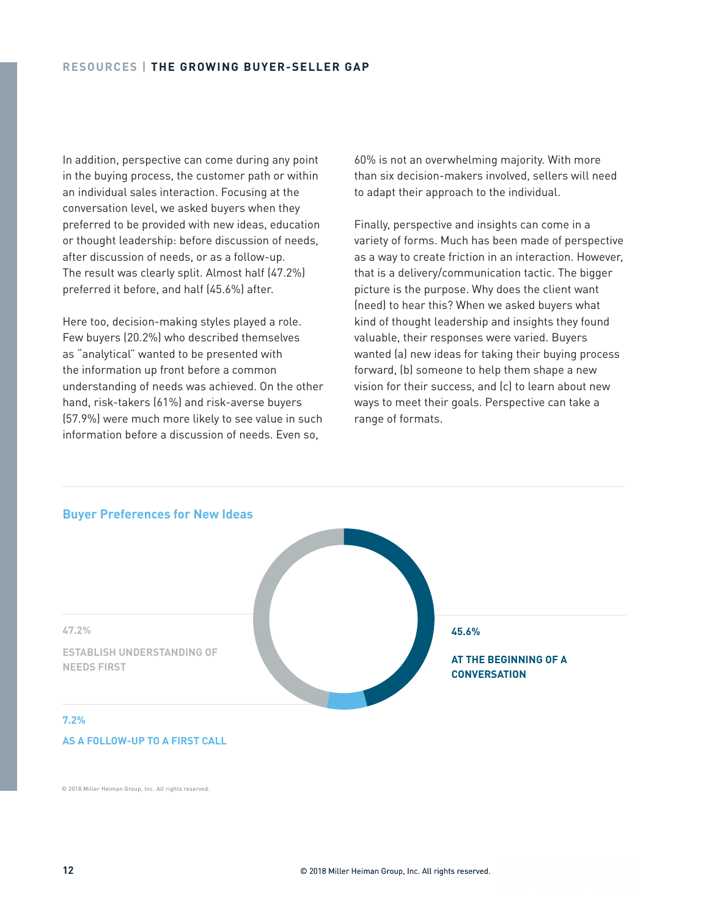In addition, perspective can come during any point in the buying process, the customer path or within an individual sales interaction. Focusing at the conversation level, we asked buyers when they preferred to be provided with new ideas, education or thought leadership: before discussion of needs, after discussion of needs, or as a follow-up. The result was clearly split. Almost half (47.2%) preferred it before, and half (45.6%) after.

Here too, decision-making styles played a role. Few buyers (20.2%) who described themselves as "analytical" wanted to be presented with the information up front before a common understanding of needs was achieved. On the other hand, risk-takers (61%) and risk-averse buyers (57.9%) were much more likely to see value in such information before a discussion of needs. Even so, 60% is not an overwhelming majority. With more than six decision-makers involved, sellers will need to adapt their approach to the individual.

Finally, perspective and insights can come in a variety of forms. Much has been made of perspective as a way to create friction in an interaction. However, that is a delivery/communication tactic. The bigger picture is the purpose. Why does the client want (need) to hear this? When we asked buyers what kind of thought leadership and insights they found valuable, their responses were varied. Buyers wanted (a) new ideas for taking their buying process forward, (b) someone to help them shape a new vision for their success, and (c) to learn about new ways to meet their goals. Perspective can take a range of formats.

## Buyer Preferences for New Ideas

**47.2%**

**ESTABLISH UNDERSTANDING OF NEEDS FIRST**

**45.6%**

**AT THE BEGINNING OF A CONVERSATION**

**7.2%**

**AS A FOLLOW-UP TO A FIRST CALL**

© 2018 Miller Heiman Group, Inc. All rights reserved.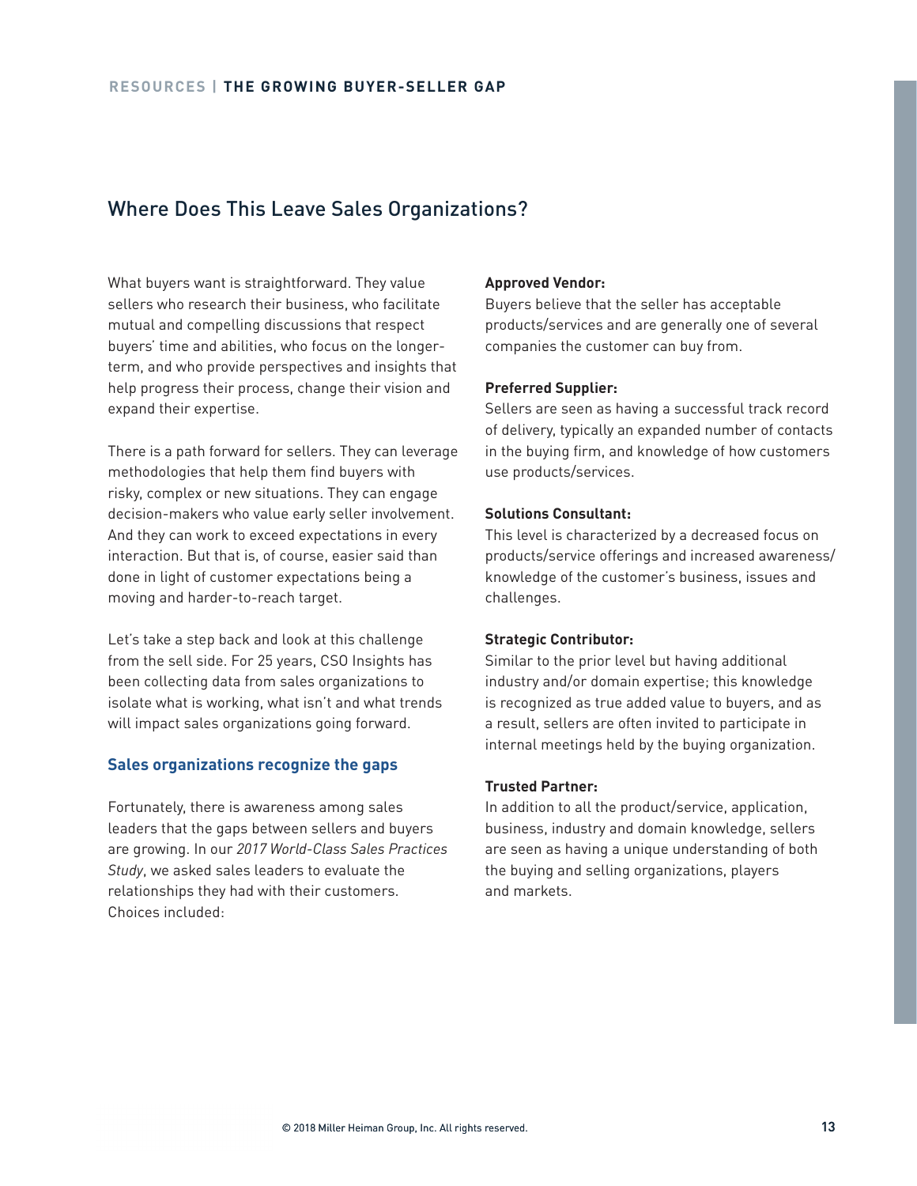## Where Does This Leave Sales Organizations?

What buyers want is straightforward. They value sellers who research their business, who facilitate mutual and compelling discussions that respect buyers' time and abilities, who focus on the longer-term, and who provide perspectives and insights that help progress their process, change their vision and expand their expertise.

There is a path forward for sellers. They can leverage methodologies that help them find buyers with risky, complex or new situations. They can engage decision-makers who value early seller involvement. And they can work to exceed expectations in every interaction. But that is, of course, easier said than done in light of customer expectations being a moving and harder-to-reach target.

Let's take a step back and look at this challenge from the sell side. For 25 years, CSO Insights has been collecting data from sales organizations to isolate what is working, what isn't and what trends will impact sales organizations going forward.

### Sales organizations recognize the gaps

Fortunately, there is awareness among sales leaders that the gaps between sellers and buyers are growing. In our *2017 World-Class Sales Practices Study*, we asked sales leaders to evaluate the relationships they had with their customers. Choices included:

**Approved Vendor:**
Buyers believe that the seller has acceptable products/services and are generally one of several companies the customer can buy from.

**Preferred Supplier:**
Sellers are seen as having a successful track record of delivery, typically an expanded number of contacts in the buying firm, and knowledge of how customers use products/services.

**Solutions Consultant:**
This level is characterized by a decreased focus on products/service offerings and increased awareness/knowledge of the customer's business, issues and challenges.

**Strategic Contributor:**
Similar to the prior level but having additional industry and/or domain expertise; this knowledge is recognized as true added value to buyers, and as a result, sellers are often invited to participate in internal meetings held by the buying organization.

**Trusted Partner:**
In addition to all the product/service, application, business, industry and domain knowledge, sellers are seen as having a unique understanding of both the buying and selling organizations, players and markets.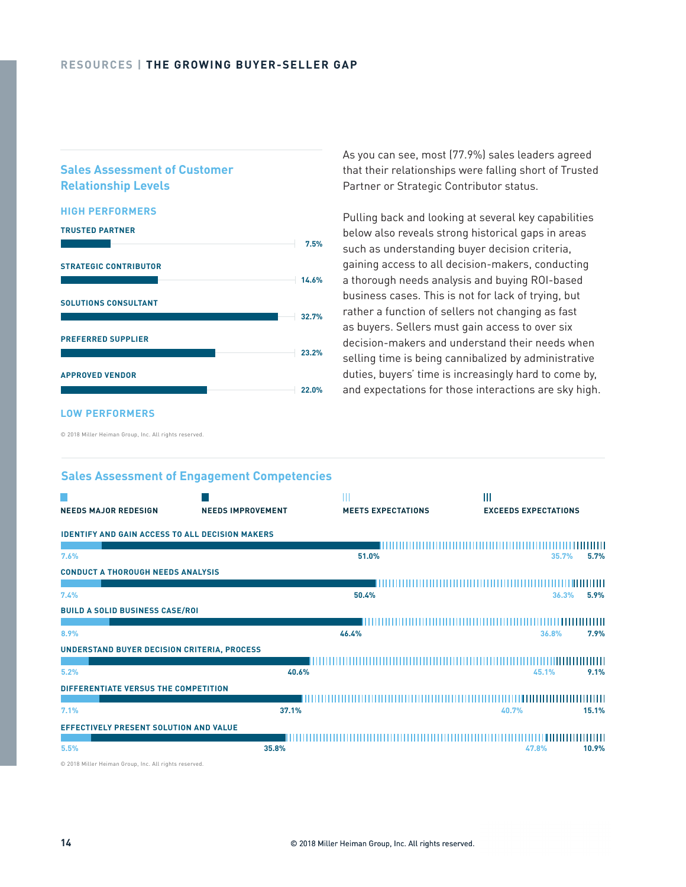## Sales Assessment of Customer Relationship Levels

**HIGH PERFORMERS**

| Level | Percentage |
|---|---|
| TRUSTED PARTNER | 7.5% |
| STRATEGIC CONTRIBUTOR | 14.6% |
| SOLUTIONS CONSULTANT | 32.7% |
| PREFERRED SUPPLIER | 23.2% |
| APPROVED VENDOR | 22.0% |

**LOW PERFORMERS**

© 2018 Miller Heiman Group, Inc. All rights reserved.

As you can see, most (77.9%) sales leaders agreed that their relationships were falling short of Trusted Partner or Strategic Contributor status.

Pulling back and looking at several key capabilities below also reveals strong historical gaps in areas such as understanding buyer decision criteria, gaining access to all decision-makers, conducting a thorough needs analysis and buying ROI-based business cases. This is not for lack of trying, but rather a function of sellers not changing as fast as buyers. Sellers must gain access to over six decision-makers and understand their needs when selling time is being cannibalized by administrative duties, buyers' time is increasingly hard to come by, and expectations for those interactions are sky high.

## Sales Assessment of Engagement Competencies

| Competency | NEEDS MAJOR REDESIGN | NEEDS IMPROVEMENT | MEETS EXPECTATIONS | EXCEEDS EXPECTATIONS |
|---|---|---|---|---|
| IDENTIFY AND GAIN ACCESS TO ALL DECISION MAKERS | 7.6% | 51.0% | 35.7% | 5.7% |
| CONDUCT A THOROUGH NEEDS ANALYSIS | 7.4% | 50.4% | 36.3% | 5.9% |
| BUILD A SOLID BUSINESS CASE/ROI | 8.9% | 46.4% | 36.8% | 7.9% |
| UNDERSTAND BUYER DECISION CRITERIA, PROCESS | 5.2% | 40.6% | 45.1% | 9.1% |
| DIFFERENTIATE VERSUS THE COMPETITION | 7.1% | 37.1% | 40.7% | 15.1% |
| EFFECTIVELY PRESENT SOLUTION AND VALUE | 5.5% | 35.8% | 47.8% | 10.9% |

© 2018 Miller Heiman Group, Inc. All rights reserved.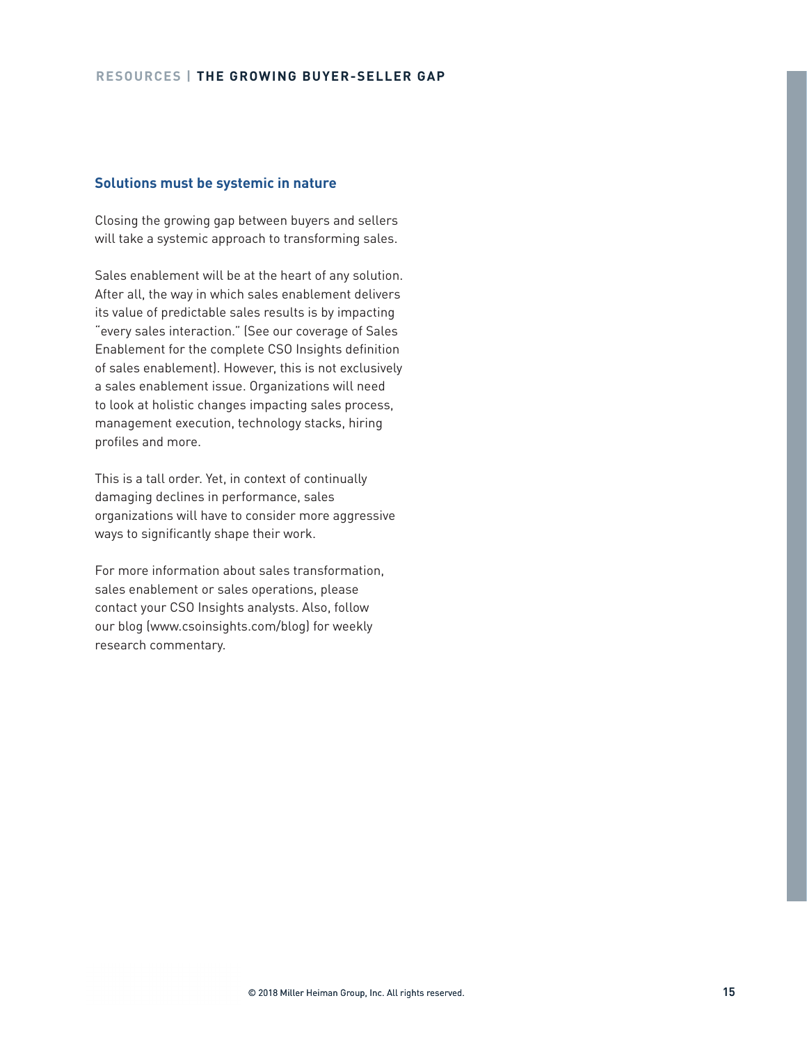## Solutions must be systemic in nature

Closing the growing gap between buyers and sellers will take a systemic approach to transforming sales.

Sales enablement will be at the heart of any solution. After all, the way in which sales enablement delivers its value of predictable sales results is by impacting "every sales interaction." (See our coverage of Sales Enablement for the complete CSO Insights definition of sales enablement). However, this is not exclusively a sales enablement issue. Organizations will need to look at holistic changes impacting sales process, management execution, technology stacks, hiring profiles and more.

This is a tall order. Yet, in context of continually damaging declines in performance, sales organizations will have to consider more aggressive ways to significantly shape their work.

For more information about sales transformation, sales enablement or sales operations, please contact your CSO Insights analysts. Also, follow our blog (www.csoinsights.com/blog) for weekly research commentary.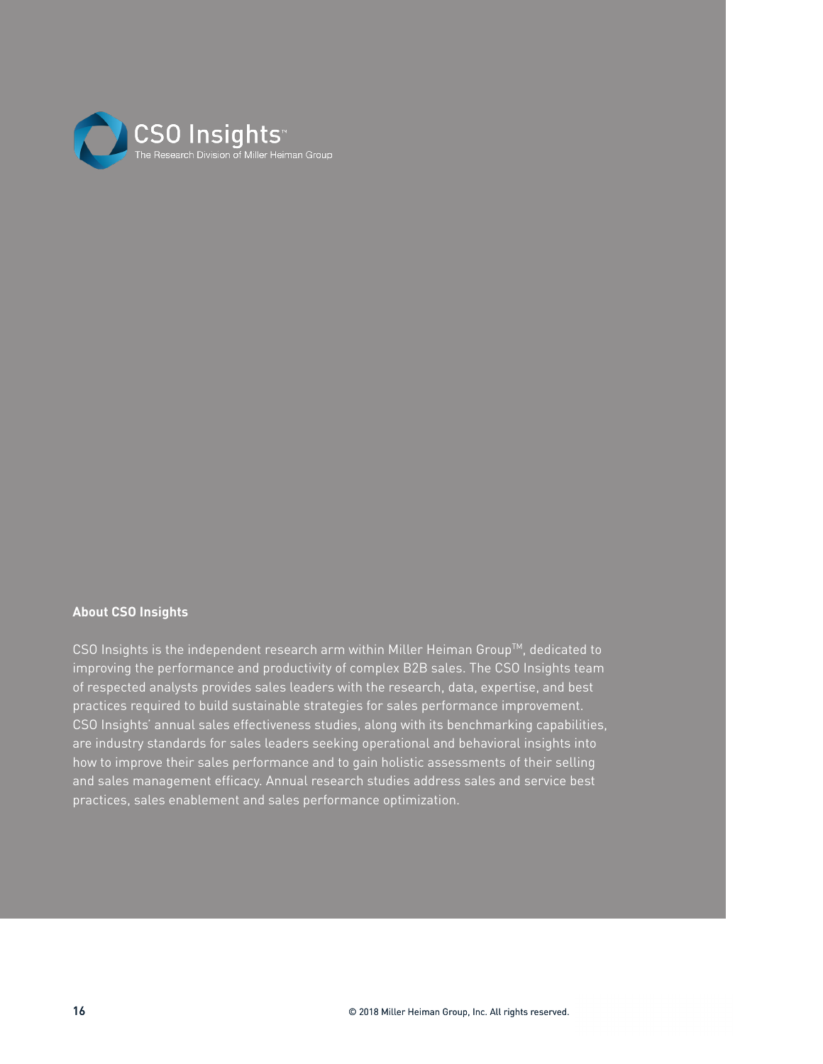CSO Insights™
The Research Division of Miller Heiman Group

**About CSO Insights**

CSO Insights is the independent research arm within Miller Heiman Group™, dedicated to improving the performance and productivity of complex B2B sales. The CSO Insights team of respected analysts provides sales leaders with the research, data, expertise, and best practices required to build sustainable strategies for sales performance improvement. CSO Insights' annual sales effectiveness studies, along with its benchmarking capabilities, are industry standards for sales leaders seeking operational and behavioral insights into how to improve their sales performance and to gain holistic assessments of their selling and sales management efficacy. Annual research studies address sales and service best practices, sales enablement and sales performance optimization.

© 2018 Miller Heiman Group, Inc. All rights reserved.